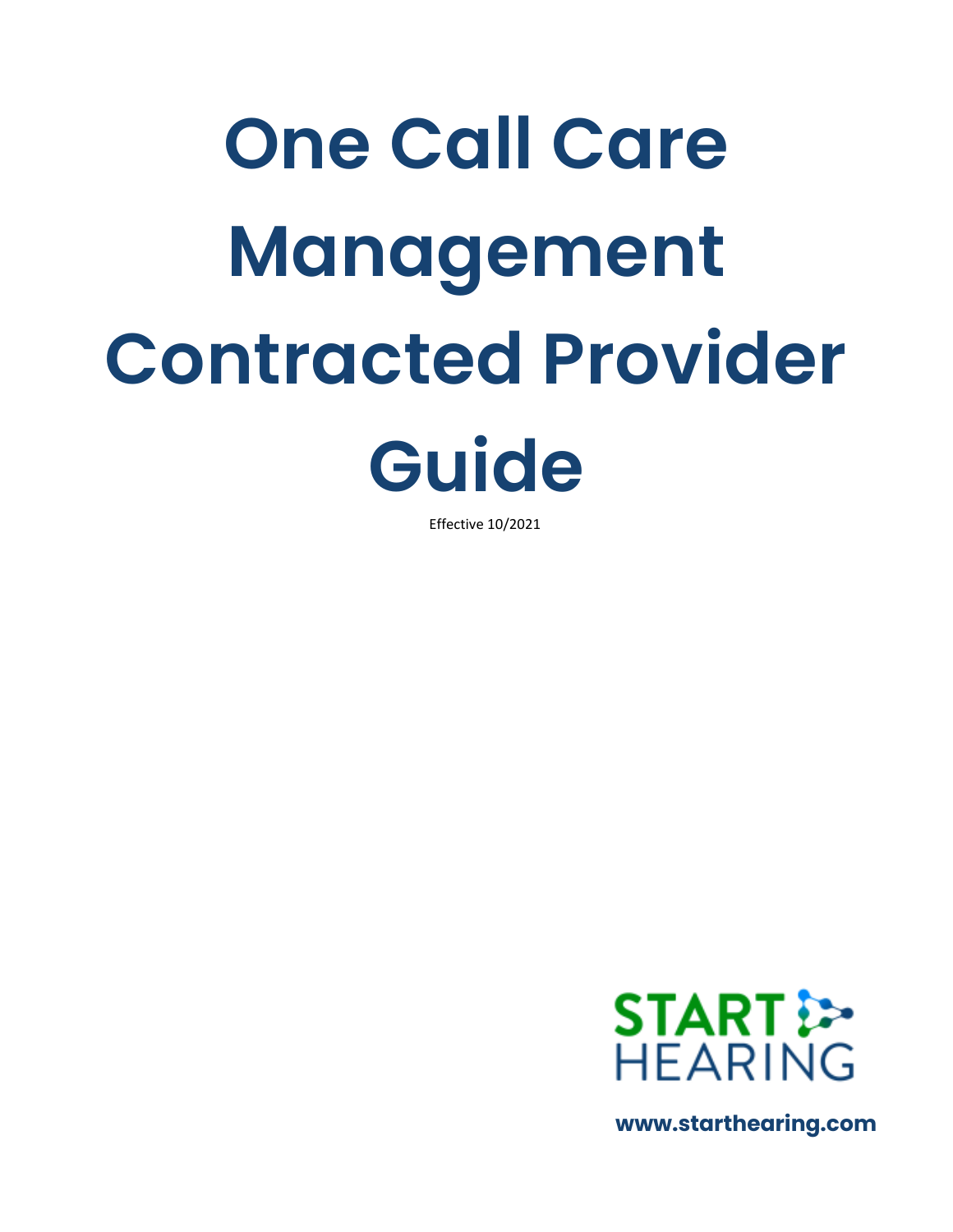# One Call Care Management Contracted Provider Guide

Effective 10/2021

START HEARING

**www.starthearing.com**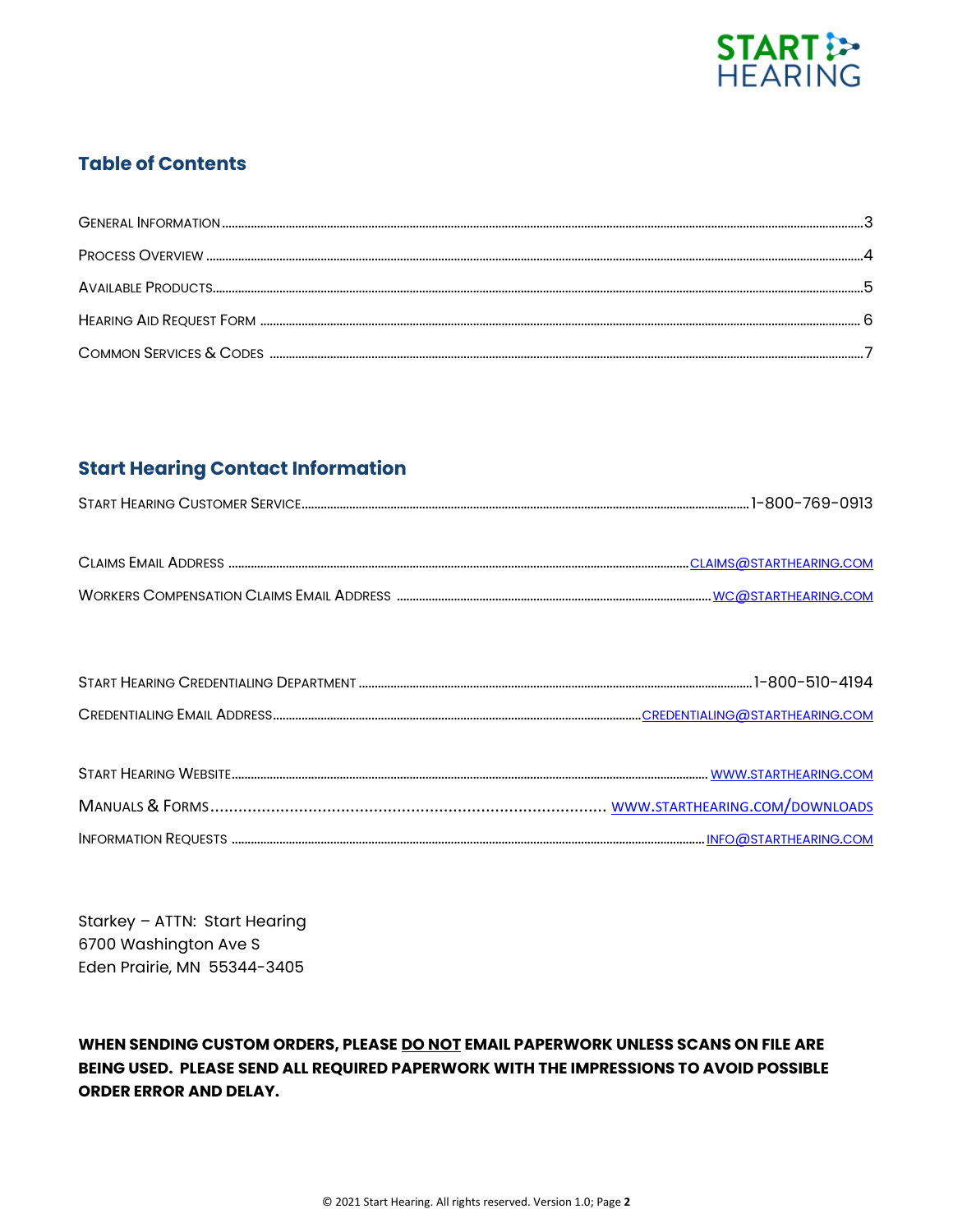## Table of Contents

| | |
|---|---|
| General Information | 3 |
| Process Overview | 4 |
| Available Products | 5 |
| Hearing Aid Request Form | 6 |
| Common Services & Codes | 7 |

## Start Hearing Contact Information

| | |
|---|---|
| Start Hearing Customer Service | 1-800-769-0913 |
| Claims Email Address | CLAIMS@STARTHEARING.COM |
| Workers Compensation Claims Email Address | WC@STARTHEARING.COM |
| Start Hearing Credentialing Department | 1-800-510-4194 |
| Credentialing Email Address | CREDENTIALING@STARTHEARING.COM |
| Start Hearing Website | WWW.STARTHEARING.COM |
| Manuals & Forms | WWW.STARTHEARING.COM/DOWNLOADS |
| Information Requests | INFO@STARTHEARING.COM |

Starkey – ATTN: Start Hearing
6700 Washington Ave S
Eden Prairie, MN 55344-3405

**WHEN SENDING CUSTOM ORDERS, PLEASE <u>DO NOT</u> EMAIL PAPERWORK UNLESS SCANS ON FILE ARE BEING USED. PLEASE SEND ALL REQUIRED PAPERWORK WITH THE IMPRESSIONS TO AVOID POSSIBLE ORDER ERROR AND DELAY.**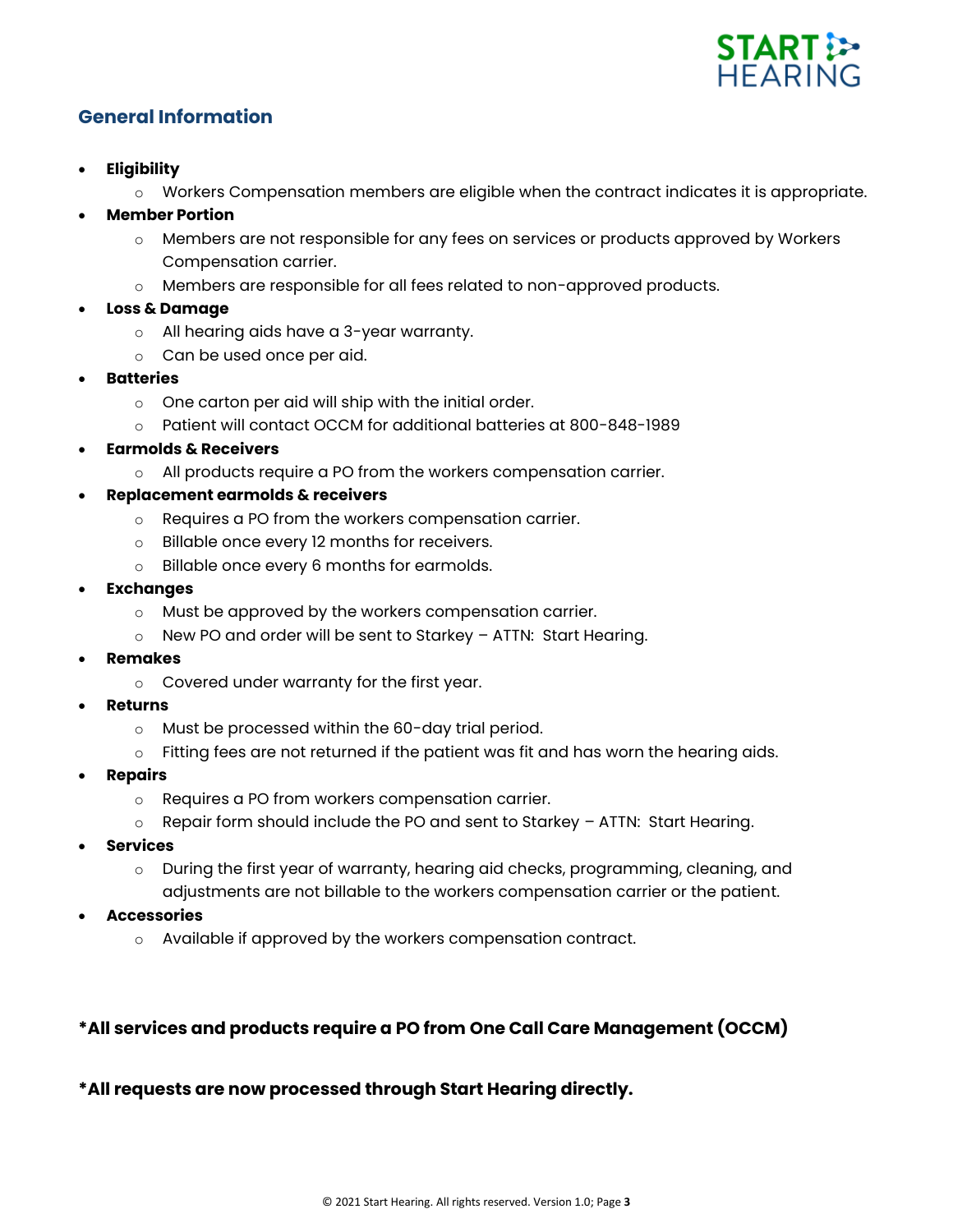## General Information

- **Eligibility**
  - Workers Compensation members are eligible when the contract indicates it is appropriate.
- **Member Portion**
  - Members are not responsible for any fees on services or products approved by Workers Compensation carrier.
  - Members are responsible for all fees related to non-approved products.
- **Loss & Damage**
  - All hearing aids have a 3-year warranty.
  - Can be used once per aid.
- **Batteries**
  - One carton per aid will ship with the initial order.
  - Patient will contact OCCM for additional batteries at 800-848-1989
- **Earmolds & Receivers**
  - All products require a PO from the workers compensation carrier.
- **Replacement earmolds & receivers**
  - Requires a PO from the workers compensation carrier.
  - Billable once every 12 months for receivers.
  - Billable once every 6 months for earmolds.
- **Exchanges**
  - Must be approved by the workers compensation carrier.
  - New PO and order will be sent to Starkey – ATTN: Start Hearing.
- **Remakes**
  - Covered under warranty for the first year.
- **Returns**
  - Must be processed within the 60-day trial period.
  - Fitting fees are not returned if the patient was fit and has worn the hearing aids.
- **Repairs**
  - Requires a PO from workers compensation carrier.
  - Repair form should include the PO and sent to Starkey – ATTN: Start Hearing.
- **Services**
  - During the first year of warranty, hearing aid checks, programming, cleaning, and adjustments are not billable to the workers compensation carrier or the patient.
- **Accessories**
  - Available if approved by the workers compensation contract.

**\*All services and products require a PO from One Call Care Management (OCCM)**

**\*All requests are now processed through Start Hearing directly.**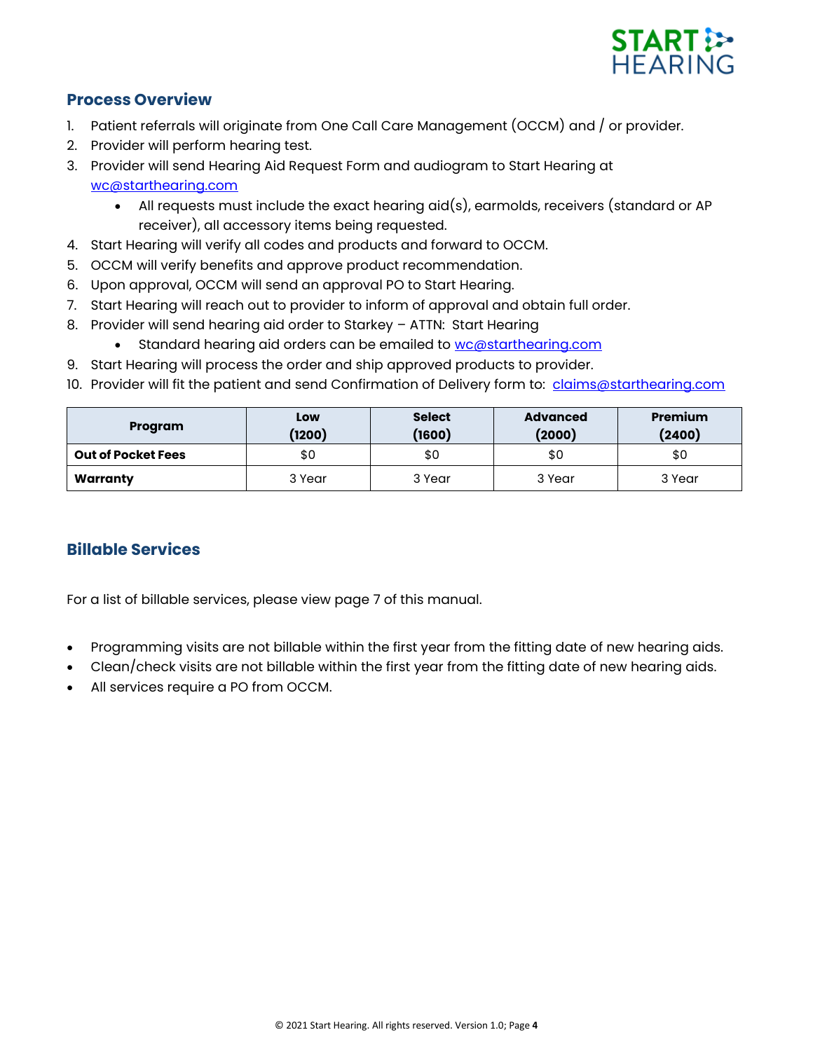## Process Overview

1. Patient referrals will originate from One Call Care Management (OCCM) and / or provider.
2. Provider will perform hearing test.
3. Provider will send Hearing Aid Request Form and audiogram to Start Hearing at wc@starthearing.com
   - All requests must include the exact hearing aid(s), earmolds, receivers (standard or AP receiver), all accessory items being requested.
4. Start Hearing will verify all codes and products and forward to OCCM.
5. OCCM will verify benefits and approve product recommendation.
6. Upon approval, OCCM will send an approval PO to Start Hearing.
7. Start Hearing will reach out to provider to inform of approval and obtain full order.
8. Provider will send hearing aid order to Starkey – ATTN: Start Hearing
   - Standard hearing aid orders can be emailed to wc@starthearing.com
9. Start Hearing will process the order and ship approved products to provider.
10. Provider will fit the patient and send Confirmation of Delivery form to: claims@starthearing.com

| Program | Low (1200) | Select (1600) | Advanced (2000) | Premium (2400) |
|---|---|---|---|---|
| **Out of Pocket Fees** | $0 | $0 | $0 | $0 |
| **Warranty** | 3 Year | 3 Year | 3 Year | 3 Year |

## Billable Services

For a list of billable services, please view page 7 of this manual.

- Programming visits are not billable within the first year from the fitting date of new hearing aids.
- Clean/check visits are not billable within the first year from the fitting date of new hearing aids.
- All services require a PO from OCCM.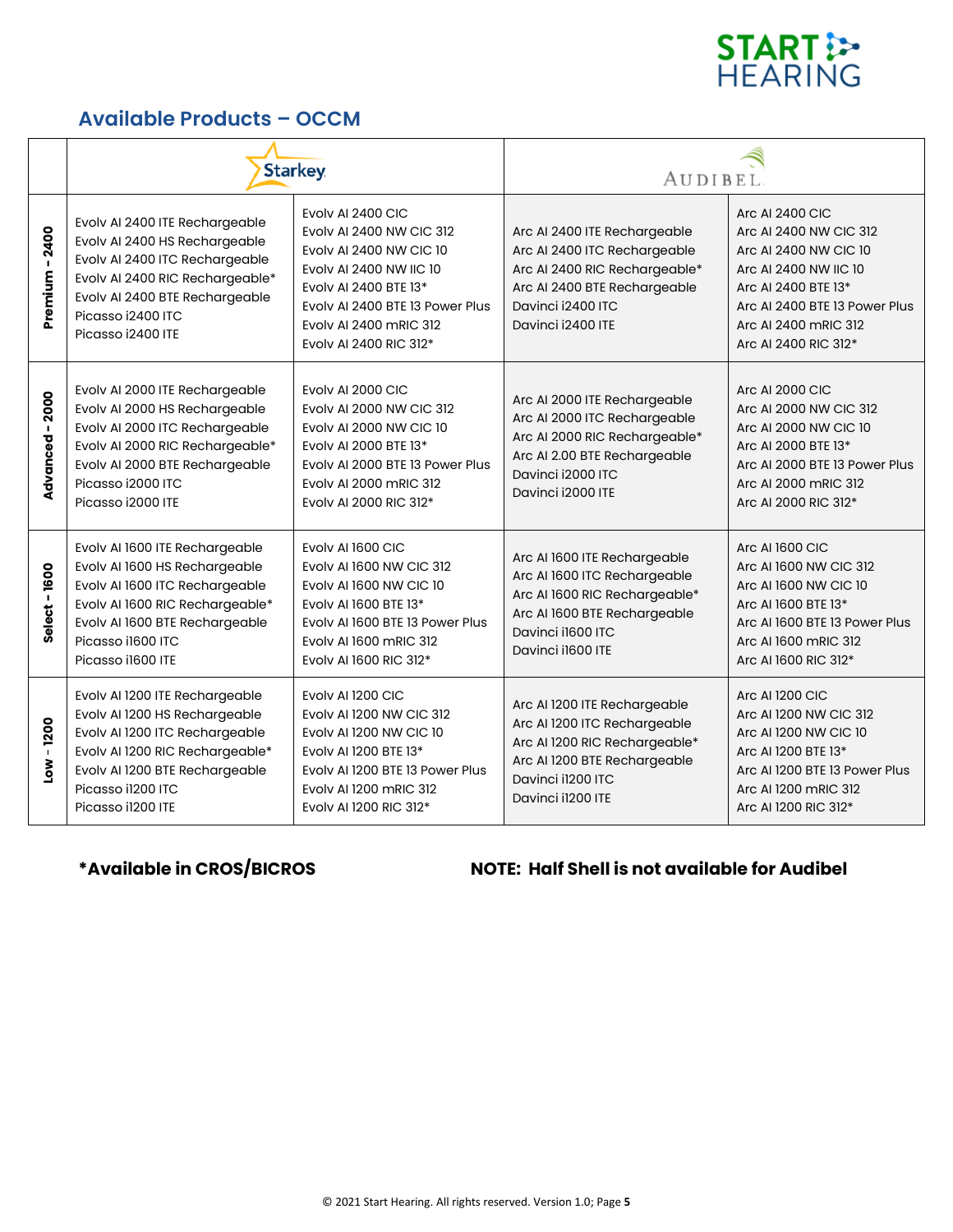## Available Products – OCCM

| | Starkey | | Audibel | |
|---|---|---|---|---|
| **Premium - 2400** | Evolv AI 2400 ITE Rechargeable<br>Evolv AI 2400 HS Rechargeable<br>Evolv AI 2400 ITC Rechargeable<br>Evolv AI 2400 RIC Rechargeable*<br>Evolv AI 2400 BTE Rechargeable<br>Picasso i2400 ITC<br>Picasso i2400 ITE | Evolv AI 2400 CIC<br>Evolv AI 2400 NW CIC 312<br>Evolv AI 2400 NW CIC 10<br>Evolv AI 2400 NW IIC 10<br>Evolv AI 2400 BTE 13*<br>Evolv AI 2400 BTE 13 Power Plus<br>Evolv AI 2400 mRIC 312<br>Evolv AI 2400 RIC 312* | Arc AI 2400 ITE Rechargeable<br>Arc AI 2400 ITC Rechargeable<br>Arc AI 2400 RIC Rechargeable*<br>Arc AI 2400 BTE Rechargeable<br>Davinci i2400 ITC<br>Davinci i2400 ITE | Arc AI 2400 CIC<br>Arc AI 2400 NW CIC 312<br>Arc AI 2400 NW CIC 10<br>Arc AI 2400 NW IIC 10<br>Arc AI 2400 BTE 13*<br>Arc AI 2400 BTE 13 Power Plus<br>Arc AI 2400 mRIC 312<br>Arc AI 2400 RIC 312* |
| **Advanced - 2000** | Evolv AI 2000 ITE Rechargeable<br>Evolv AI 2000 HS Rechargeable<br>Evolv AI 2000 ITC Rechargeable<br>Evolv AI 2000 RIC Rechargeable*<br>Evolv AI 2000 BTE Rechargeable<br>Picasso i2000 ITC<br>Picasso i2000 ITE | Evolv AI 2000 CIC<br>Evolv AI 2000 NW CIC 312<br>Evolv AI 2000 NW CIC 10<br>Evolv AI 2000 BTE 13*<br>Evolv AI 2000 BTE 13 Power Plus<br>Evolv AI 2000 mRIC 312<br>Evolv AI 2000 RIC 312* | Arc AI 2000 ITE Rechargeable<br>Arc AI 2000 ITC Rechargeable<br>Arc AI 2000 RIC Rechargeable*<br>Arc AI 2.00 BTE Rechargeable<br>Davinci i2000 ITC<br>Davinci i2000 ITE | Arc AI 2000 CIC<br>Arc AI 2000 NW CIC 312<br>Arc AI 2000 NW CIC 10<br>Arc AI 2000 BTE 13*<br>Arc AI 2000 BTE 13 Power Plus<br>Arc AI 2000 mRIC 312<br>Arc AI 2000 RIC 312* |
| **Select - 1600** | Evolv AI 1600 ITE Rechargeable<br>Evolv AI 1600 HS Rechargeable<br>Evolv AI 1600 ITC Rechargeable<br>Evolv AI 1600 RIC Rechargeable*<br>Evolv AI 1600 BTE Rechargeable<br>Picasso i1600 ITC<br>Picasso i1600 ITE | Evolv AI 1600 CIC<br>Evolv AI 1600 NW CIC 312<br>Evolv AI 1600 NW CIC 10<br>Evolv AI 1600 BTE 13*<br>Evolv AI 1600 BTE 13 Power Plus<br>Evolv AI 1600 mRIC 312<br>Evolv AI 1600 RIC 312* | Arc AI 1600 ITE Rechargeable<br>Arc AI 1600 ITC Rechargeable<br>Arc AI 1600 RIC Rechargeable*<br>Arc AI 1600 BTE Rechargeable<br>Davinci i1600 ITC<br>Davinci i1600 ITE | Arc AI 1600 CIC<br>Arc AI 1600 NW CIC 312<br>Arc AI 1600 NW CIC 10<br>Arc AI 1600 BTE 13*<br>Arc AI 1600 BTE 13 Power Plus<br>Arc AI 1600 mRIC 312<br>Arc AI 1600 RIC 312* |
| **Low - 1200** | Evolv AI 1200 ITE Rechargeable<br>Evolv AI 1200 HS Rechargeable<br>Evolv AI 1200 ITC Rechargeable<br>Evolv AI 1200 RIC Rechargeable*<br>Evolv AI 1200 BTE Rechargeable<br>Picasso i1200 ITC<br>Picasso i1200 ITE | Evolv AI 1200 CIC<br>Evolv AI 1200 NW CIC 312<br>Evolv AI 1200 NW CIC 10<br>Evolv AI 1200 BTE 13*<br>Evolv AI 1200 BTE 13 Power Plus<br>Evolv AI 1200 mRIC 312<br>Evolv AI 1200 RIC 312* | Arc AI 1200 ITE Rechargeable<br>Arc AI 1200 ITC Rechargeable<br>Arc AI 1200 RIC Rechargeable*<br>Arc AI 1200 BTE Rechargeable<br>Davinci i1200 ITC<br>Davinci i1200 ITE | Arc AI 1200 CIC<br>Arc AI 1200 NW CIC 312<br>Arc AI 1200 NW CIC 10<br>Arc AI 1200 BTE 13*<br>Arc AI 1200 BTE 13 Power Plus<br>Arc AI 1200 mRIC 312<br>Arc AI 1200 RIC 312* |

**\*Available in CROS/BICROS**

**NOTE: Half Shell is not available for Audibel**

© 2021 Start Hearing. All rights reserved. Version 1.0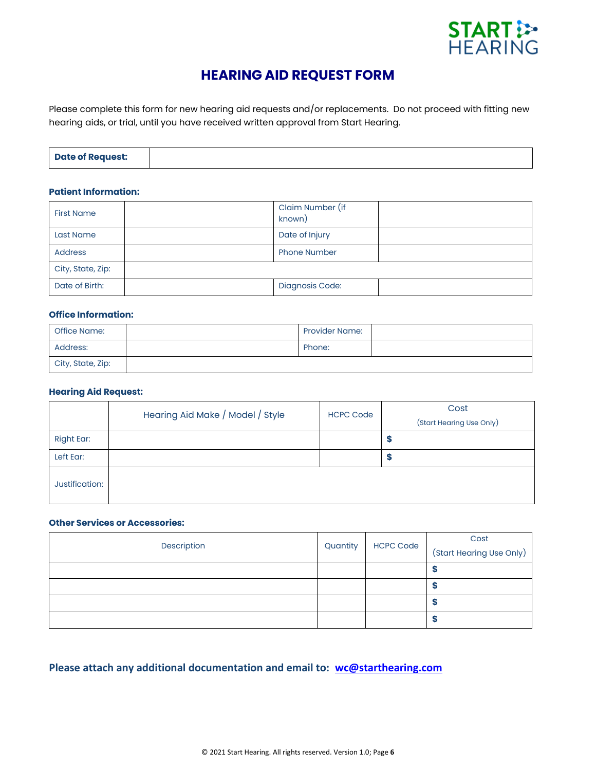# HEARING AID REQUEST FORM

Please complete this form for new hearing aid requests and/or replacements. Do not proceed with fitting new hearing aids, or trial, until you have received written approval from Start Hearing.

| **Date of Request:** | |
|---|---|

### Patient Information:

| First Name | | Claim Number (if known) | |
|---|---|---|---|
| Last Name | | Date of Injury | |
| Address | | Phone Number | |
| City, State, Zip: | | | |
| Date of Birth: | | Diagnosis Code: | |

### Office Information:

| Office Name: | | Provider Name: | |
|---|---|---|---|
| Address: | | Phone: | |
| City, State, Zip: | | | |

### Hearing Aid Request:

| | Hearing Aid Make / Model / Style | HCPC Code | Cost (Start Hearing Use Only) |
|---|---|---|---|
| Right Ear: | | | **$** |
| Left Ear: | | | **$** |
| Justification: | | | |

### Other Services or Accessories:

| Description | Quantity | HCPC Code | Cost (Start Hearing Use Only) |
|---|---|---|---|
| | | | **$** |
| | | | **$** |
| | | | **$** |
| | | | **$** |

**Please attach any additional documentation and email to: [wc@starthearing.com](mailto:wc@starthearing.com)**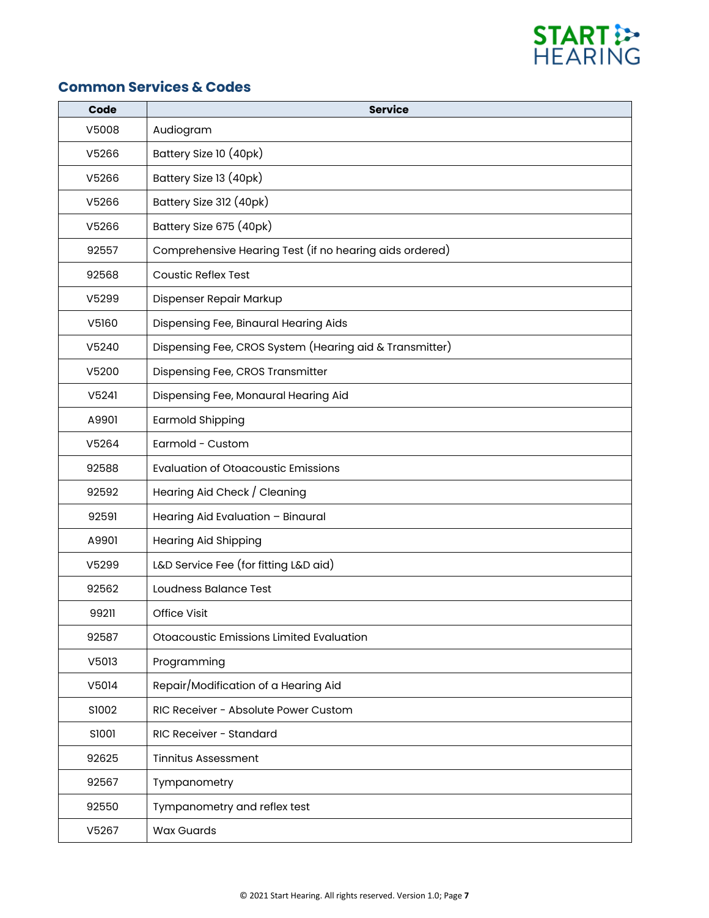## Common Services & Codes

| Code | Service |
| --- | --- |
| V5008 | Audiogram |
| V5266 | Battery Size 10 (40pk) |
| V5266 | Battery Size 13 (40pk) |
| V5266 | Battery Size 312 (40pk) |
| V5266 | Battery Size 675 (40pk) |
| 92557 | Comprehensive Hearing Test (if no hearing aids ordered) |
| 92568 | Coustic Reflex Test |
| V5299 | Dispenser Repair Markup |
| V5160 | Dispensing Fee, Binaural Hearing Aids |
| V5240 | Dispensing Fee, CROS System (Hearing aid & Transmitter) |
| V5200 | Dispensing Fee, CROS Transmitter |
| V5241 | Dispensing Fee, Monaural Hearing Aid |
| A9901 | Earmold Shipping |
| V5264 | Earmold - Custom |
| 92588 | Evaluation of Otoacoustic Emissions |
| 92592 | Hearing Aid Check / Cleaning |
| 92591 | Hearing Aid Evaluation – Binaural |
| A9901 | Hearing Aid Shipping |
| V5299 | L&D Service Fee (for fitting L&D aid) |
| 92562 | Loudness Balance Test |
| 99211 | Office Visit |
| 92587 | Otoacoustic Emissions Limited Evaluation |
| V5013 | Programming |
| V5014 | Repair/Modification of a Hearing Aid |
| S1002 | RIC Receiver - Absolute Power Custom |
| S1001 | RIC Receiver - Standard |
| 92625 | Tinnitus Assessment |
| 92567 | Tympanometry |
| 92550 | Tympanometry and reflex test |
| V5267 | Wax Guards |